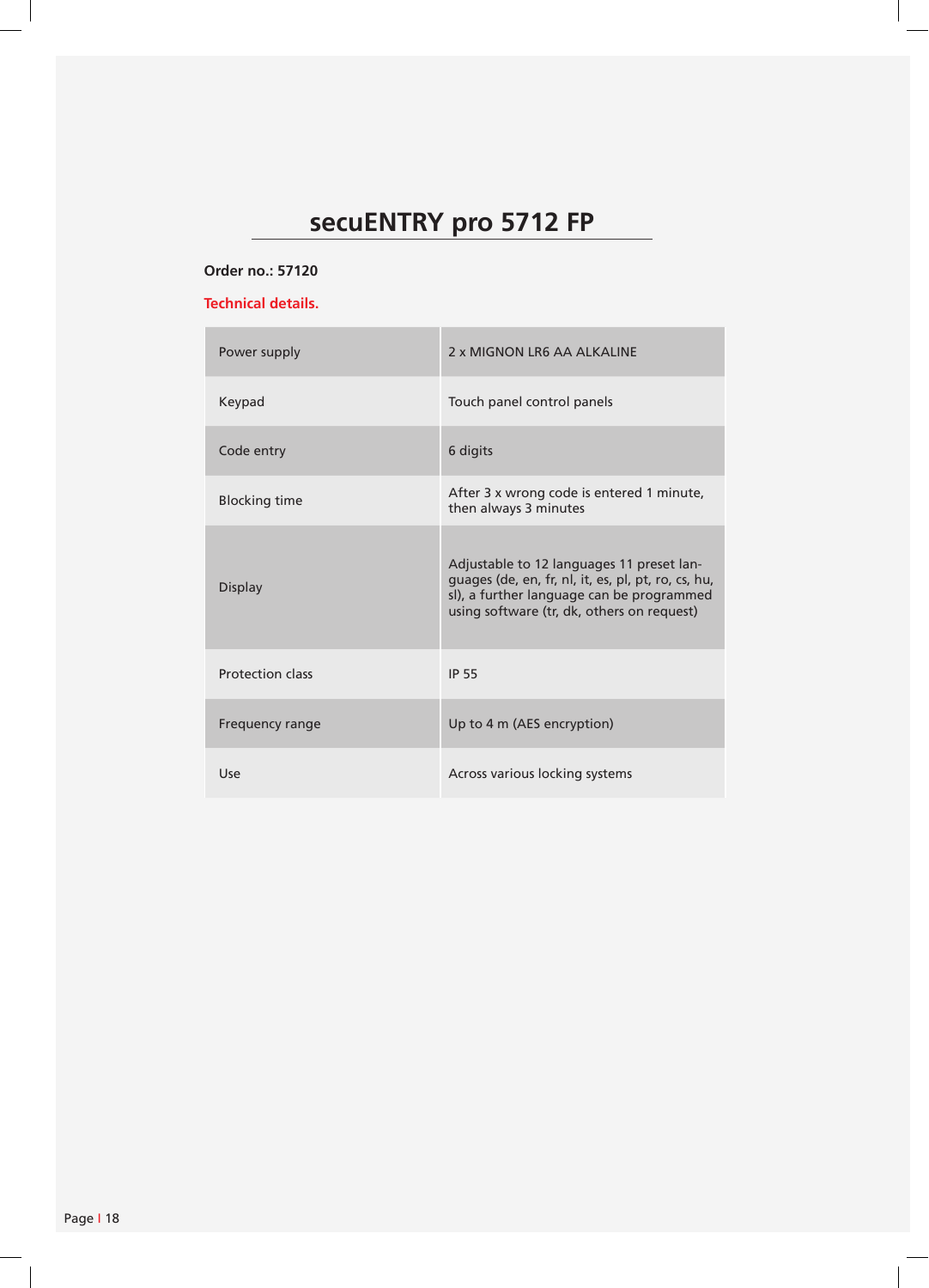# secuENTRY pro 5712 FP

**Order no.: 57120**

**Technical details.**

| Power supply | 2 x MIGNON LR6 AA ALKALINE |
|---|---|
| Keypad | Touch panel control panels |
| Code entry | 6 digits |
| Blocking time | After 3 x wrong code is entered 1 minute, then always 3 minutes |
| Display | Adjustable to 12 languages 11 preset languages (de, en, fr, nl, it, es, pl, pt, ro, cs, hu, sl), a further language can be programmed using software (tr, dk, others on request) |
| Protection class | IP 55 |
| Frequency range | Up to 4 m (AES encryption) |
| Use | Across various locking systems |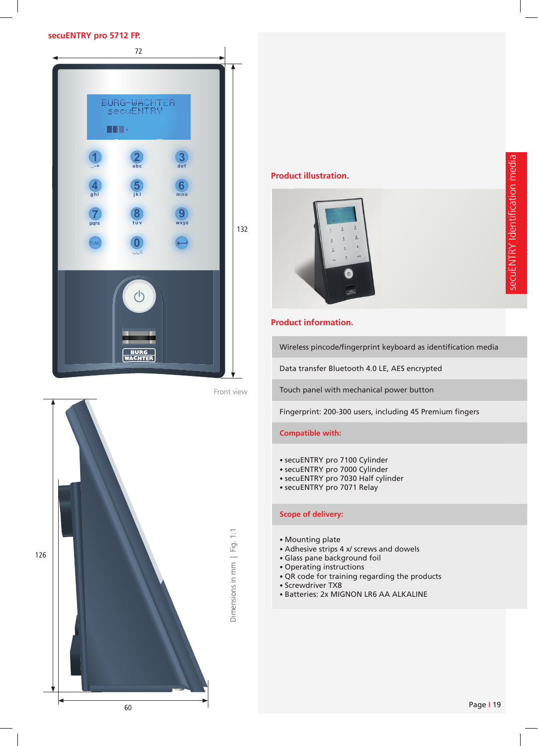## secuENTRY pro 5712 FP.

72

132

Front view

126

60

Dimensions in mm | Fig. 1:1

### Product illustration.

### Product information.

| |
|---|
| Wireless pincode/fingerprint keyboard as identification media |
| Data transfer Bluetooth 4.0 LE, AES encrypted |
| Touch panel with mechanical power button |
| Fingerprint: 200-300 users, including 45 Premium fingers |

**Compatible with:**

- secuENTRY pro 7100 Cylinder
- secuENTRY pro 7000 Cylinder
- secuENTRY pro 7030 Half cylinder
- secuENTRY pro 7071 Relay

**Scope of delivery:**

- Mounting plate
- Adhesive strips 4 x/ screws and dowels
- Glass pane background foil
- Operating instructions
- QR code for training regarding the products
- Screwdriver TX8
- Batteries: 2x MIGNON LR6 AA ALKALINE

secuENTRY Identification media